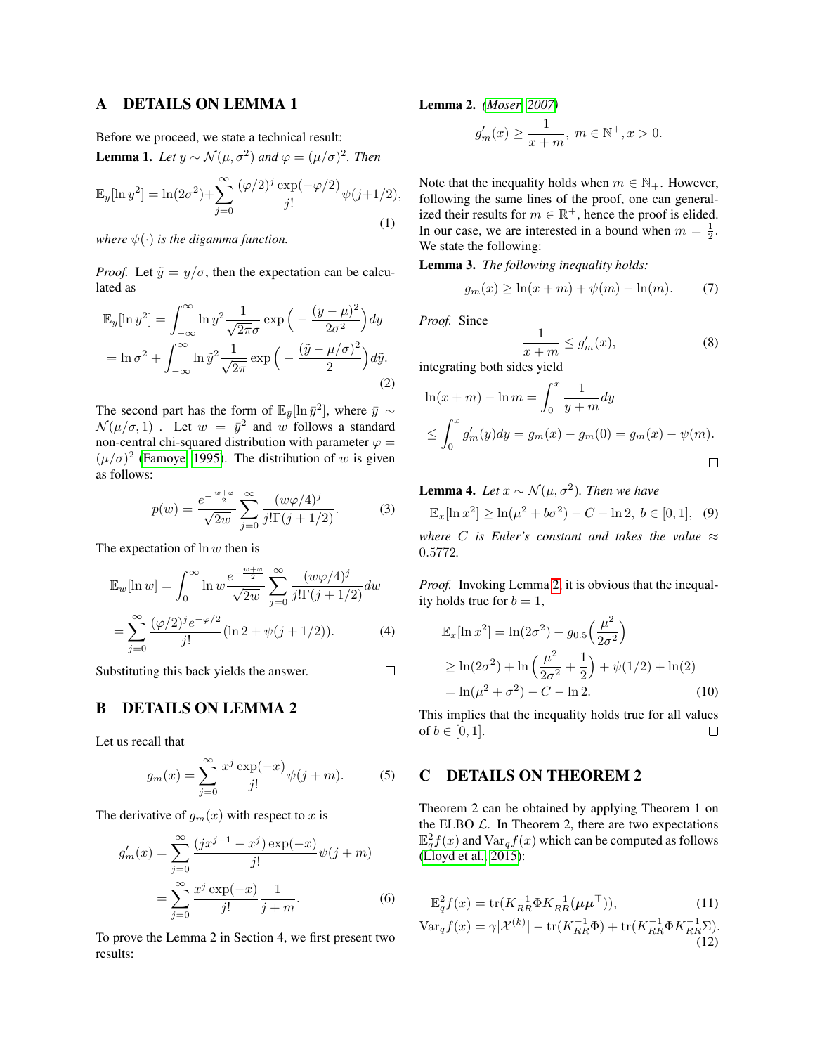# A DETAILS ON LEMMA 1

Before we proceed, we state a technical result:

**Lemma 1.** *Let $y \sim \mathcal{N}(\mu, \sigma^2)$ and $\varphi = (\mu/\sigma)^2$. Then*

$$\mathbb{E}_y[\ln y^2] = \ln(2\sigma^2) + \sum_{j=0}^{\infty} \frac{(\varphi/2)^j \exp(-\varphi/2)}{j!} \psi(j+1/2), \tag{1}$$

*where $\psi(\cdot)$ is the digamma function.*

*Proof.* Let $\tilde{y} = y/\sigma$, then the expectation can be calculated as

$$\begin{aligned}
\mathbb{E}_y[\ln y^2] &= \int_{-\infty}^{\infty} \ln y^2 \frac{1}{\sqrt{2\pi}\sigma} \exp\Big( -\frac{(y-\mu)^2}{2\sigma^2} \Big) dy \\
&= \ln \sigma^2 + \int_{-\infty}^{\infty} \ln \tilde{y}^2 \frac{1}{\sqrt{2\pi}} \exp\Big( -\frac{(\tilde{y} - \mu/\sigma)^2}{2} \Big) d\tilde{y}.
\end{aligned} \tag{2}$$

The second part has the form of $\mathbb{E}_{\bar{y}}[\ln \bar{y}^2]$, where $\bar{y} \sim \mathcal{N}(\mu/\sigma, 1)$ . Let $w = \bar{y}^2$ and $w$ follows a standard non-central chi-squared distribution with parameter $\varphi = (\mu/\sigma)^2$ (Famoye, 1995). The distribution of $w$ is given as follows:

$$p(w) = \frac{e^{-\frac{w+\varphi}{2}}}{\sqrt{2w}} \sum_{j=0}^{\infty} \frac{(w\varphi/4)^j}{j!\Gamma(j+1/2)}. \tag{3}$$

The expectation of $\ln w$ then is

$$\begin{aligned}
\mathbb{E}_w[\ln w] &= \int_0^{\infty} \ln w \frac{e^{-\frac{w+\varphi}{2}}}{\sqrt{2w}} \sum_{j=0}^{\infty} \frac{(w\varphi/4)^j}{j!\Gamma(j+1/2)} dw \\
&= \sum_{j=0}^{\infty} \frac{(\varphi/2)^j e^{-\varphi/2}}{j!} (\ln 2 + \psi(j+1/2)).
\end{aligned} \tag{4}$$

Substituting this back yields the answer. □

# B DETAILS ON LEMMA 2

Let us recall that

$$g_m(x) = \sum_{j=0}^{\infty} \frac{x^j \exp(-x)}{j!} \psi(j+m). \tag{5}$$

The derivative of $g_m(x)$ with respect to $x$ is

$$\begin{aligned}
g'_m(x) &= \sum_{j=0}^{\infty} \frac{(jx^{j-1} - x^j)\exp(-x)}{j!} \psi(j+m) \\
&= \sum_{j=0}^{\infty} \frac{x^j \exp(-x)}{j!} \frac{1}{j+m}.
\end{aligned} \tag{6}$$

To prove the Lemma 2 in Section 4, we first present two results:

**Lemma 2.** *(Moser, 2007)*

$$g'_m(x) \geq \frac{1}{x+m}, \; m \in \mathbb{N}^+, x > 0.$$

Note that the inequality holds when $m \in \mathbb{N}_+$. However, following the same lines of the proof, one can generalized their results for $m \in \mathbb{R}^+$, hence the proof is elided. In our case, we are interested in a bound when $m = \frac{1}{2}$. We state the following:

**Lemma 3.** *The following inequality holds:*

$$g_m(x) \geq \ln(x+m) + \psi(m) - \ln(m). \tag{7}$$

*Proof.* Since

$$\frac{1}{x+m} \leq g'_m(x), \tag{8}$$

integrating both sides yield

$$\begin{aligned}
\ln(x+m) - \ln m &= \int_0^x \frac{1}{y+m} dy \\
&\leq \int_0^x g'_m(y) dy = g_m(x) - g_m(0) = g_m(x) - \psi(m).
\end{aligned}$$

□

**Lemma 4.** *Let $x \sim \mathcal{N}(\mu, \sigma^2)$. Then we have*

$$\mathbb{E}_x[\ln x^2] \geq \ln(\mu^2 + b\sigma^2) - C - \ln 2, \; b \in [0, 1], \tag{9}$$

*where $C$ is Euler's constant and takes the value $\approx 0.5772$.*

*Proof.* Invoking Lemma 2, it is obvious that the inequality holds true for $b = 1$,

$$\begin{aligned}
\mathbb{E}_x[\ln x^2] &= \ln(2\sigma^2) + g_{0.5}\Big(\frac{\mu^2}{2\sigma^2}\Big) \\
&\geq \ln(2\sigma^2) + \ln\Big(\frac{\mu^2}{2\sigma^2} + \frac{1}{2}\Big) + \psi(1/2) + \ln(2) \\
&= \ln(\mu^2 + \sigma^2) - C - \ln 2.
\end{aligned} \tag{10}$$

This implies that the inequality holds true for all values of $b \in [0, 1]$. □

# C DETAILS ON THEOREM 2

Theorem 2 can be obtained by applying Theorem 1 on the ELBO $\mathcal{L}$. In Theorem 2, there are two expectations $\mathbb{E}_q^2 f(x)$ and $\text{Var}_q f(x)$ which can be computed as follows (Lloyd et al., 2015):

$$\mathbb{E}_q^2 f(x) = \text{tr}(K_{RR}^{-1} \Phi K_{RR}^{-1} (\boldsymbol{\mu}\boldsymbol{\mu}^\top)), \tag{11}$$

$$\text{Var}_q f(x) = \gamma |\mathcal{X}^{(k)}| - \text{tr}(K_{RR}^{-1} \Phi) + \text{tr}(K_{RR}^{-1} \Phi K_{RR}^{-1} \Sigma). \tag{12}$$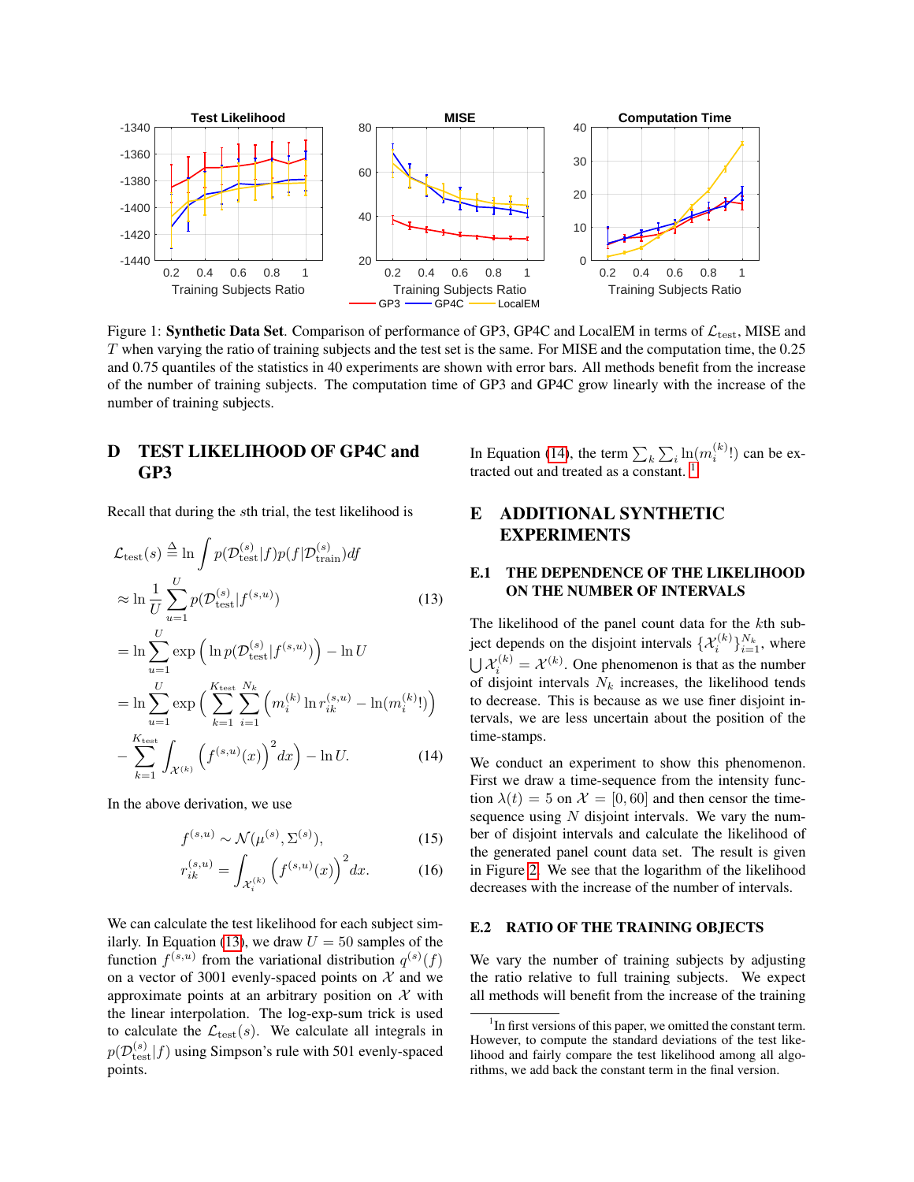Figure 1: **Synthetic Data Set**. Comparison of performance of GP3, GP4C and LocalEM in terms of $\mathcal{L}_{\text{test}}$, MISE and $T$ when varying the ratio of training subjects and the test set is the same. For MISE and the computation time, the 0.25 and 0.75 quantiles of the statistics in 40 experiments are shown with error bars. All methods benefit from the increase of the number of training subjects. The computation time of GP3 and GP4C grow linearly with the increase of the number of training subjects.

## D TEST LIKELIHOOD OF GP4C and GP3

Recall that during the $s$th trial, the test likelihood is

$$
\begin{aligned}
\mathcal{L}_{\text{test}}(s) &\triangleq \ln \int p(\mathcal{D}_{\text{test}}^{(s)}|f)p(f|\mathcal{D}_{\text{train}}^{(s)})df \\
&\approx \ln \frac{1}{U}\sum_{u=1}^{U} p(\mathcal{D}_{\text{test}}^{(s)}|f^{(s,u)}) \qquad (13)\\
&= \ln \sum_{u=1}^{U} \exp\Big(\ln p(\mathcal{D}_{\text{test}}^{(s)}|f^{(s,u)})\Big) - \ln U \\
&= \ln \sum_{u=1}^{U} \exp\Big(\sum_{k=1}^{K_{\text{test}}}\sum_{i=1}^{N_k}\Big(m_i^{(k)}\ln r_{ik}^{(s,u)} - \ln(m_i^{(k)}!)\Big) \\
&\quad - \sum_{k=1}^{K_{\text{test}}}\int_{\mathcal{X}^{(k)}}\Big(f^{(s,u)}(x)\Big)^2 dx\Big) - \ln U. \qquad (14)
\end{aligned}
$$

In the above derivation, we use

$$
f^{(s,u)} \sim \mathcal{N}(\mu^{(s)}, \Sigma^{(s)}), \qquad (15)
$$

$$
r_{ik}^{(s,u)} = \int_{\mathcal{X}_i^{(k)}} \Big(f^{(s,u)}(x)\Big)^2 dx. \qquad (16)
$$

We can calculate the test likelihood for each subject similarly. In Equation (13), we draw $U = 50$ samples of the function $f^{(s,u)}$ from the variational distribution $q^{(s)}(f)$ on a vector of 3001 evenly-spaced points on $\mathcal{X}$ and we approximate points at an arbitrary position on $\mathcal{X}$ with the linear interpolation. The log-exp-sum trick is used to calculate the $\mathcal{L}_{\text{test}}(s)$. We calculate all integrals in $p(\mathcal{D}_{\text{test}}^{(s)}|f)$ using Simpson's rule with 501 evenly-spaced points.

In Equation (14), the term $\sum_k \sum_i \ln(m_i^{(k)}!)$ can be extracted out and treated as a constant. [1]

## E ADDITIONAL SYNTHETIC EXPERIMENTS

### E.1 THE DEPENDENCE OF THE LIKELIHOOD ON THE NUMBER OF INTERVALS

The likelihood of the panel count data for the $k$th subject depends on the disjoint intervals $\{\mathcal{X}_i^{(k)}\}_{i=1}^{N_k}$, where $\bigcup \mathcal{X}_i^{(k)} = \mathcal{X}^{(k)}$. One phenomenon is that as the number of disjoint intervals $N_k$ increases, the likelihood tends to decrease. This is because as we use finer disjoint intervals, we are less uncertain about the position of the time-stamps.

We conduct an experiment to show this phenomenon. First we draw a time-sequence from the intensity function $\lambda(t) = 5$ on $\mathcal{X} = [0, 60]$ and then censor the time-sequence using $N$ disjoint intervals. We vary the number of disjoint intervals and calculate the likelihood of the generated panel count data set. The result is given in Figure 2. We see that the logarithm of the likelihood decreases with the increase of the number of intervals.

### E.2 RATIO OF THE TRAINING OBJECTS

We vary the number of training subjects by adjusting the ratio relative to full training subjects. We expect all methods will benefit from the increase of the training

[1] In first versions of this paper, we omitted the constant term. However, to compute the standard deviations of the test likelihood and fairly compare the test likelihood among all algorithms, we add back the constant term in the final version.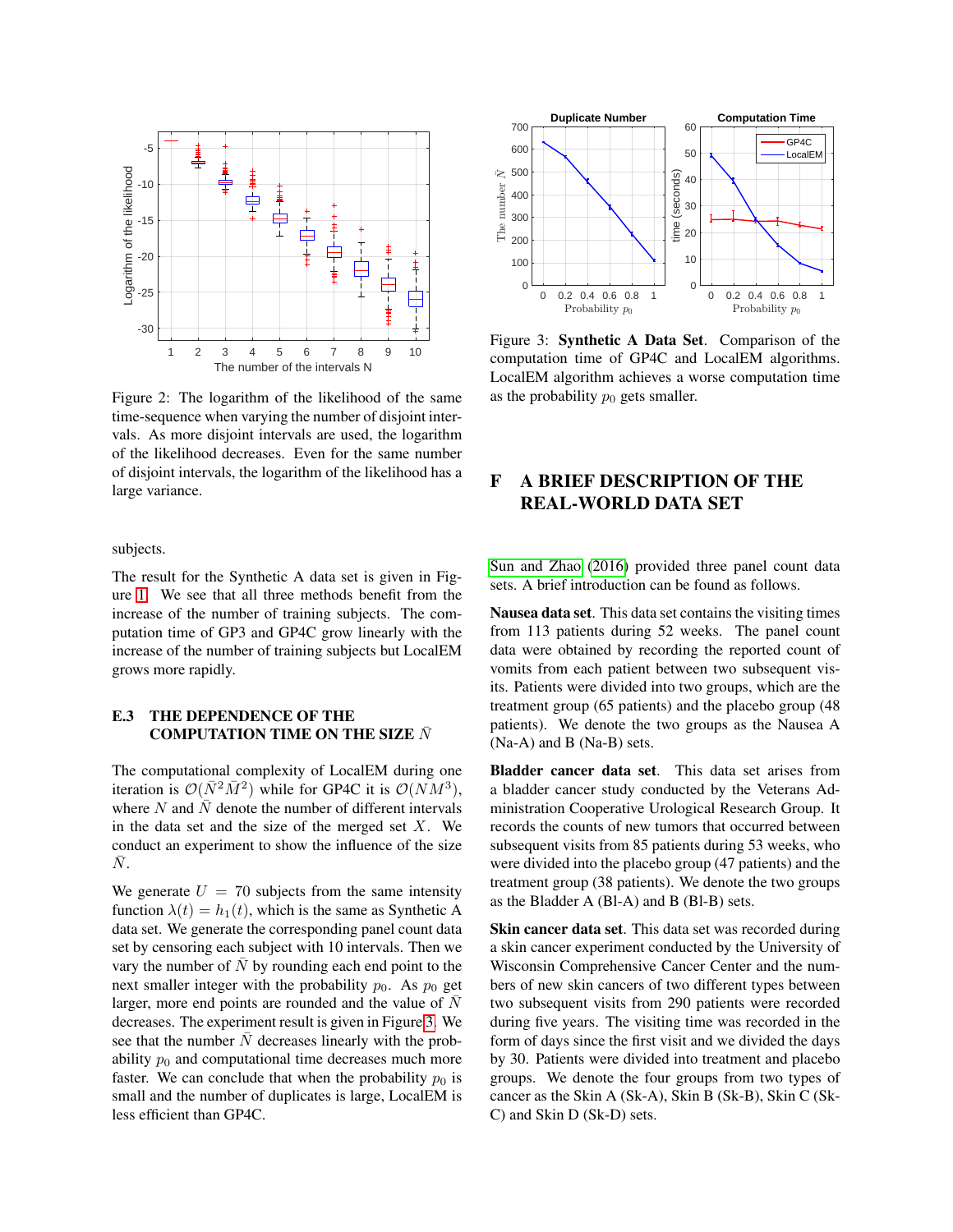Figure 2: The logarithm of the likelihood of the same time-sequence when varying the number of disjoint intervals. As more disjoint intervals are used, the logarithm of the likelihood decreases. Even for the same number of disjoint intervals, the logarithm of the likelihood has a large variance.

subjects.

The result for the Synthetic A data set is given in Figure 1. We see that all three methods benefit from the increase of the number of training subjects. The computation time of GP3 and GP4C grow linearly with the increase of the number of training subjects but LocalEM grows more rapidly.

### E.3 THE DEPENDENCE OF THE COMPUTATION TIME ON THE SIZE $\bar{N}$

The computational complexity of LocalEM during one iteration is $\mathcal{O}(\bar{N}^2\bar{M}^2)$ while for GP4C it is $\mathcal{O}(NM^3)$, where $N$ and $\bar{N}$ denote the number of different intervals in the data set and the size of the merged set $X$. We conduct an experiment to show the influence of the size $\bar{N}$.

We generate $U = 70$ subjects from the same intensity function $\lambda(t) = h_1(t)$, which is the same as Synthetic A data set. We generate the corresponding panel count data set by censoring each subject with 10 intervals. Then we vary the number of $\bar{N}$ by rounding each end point to the next smaller integer with the probability $p_0$. As $p_0$ get larger, more end points are rounded and the value of $\bar{N}$ decreases. The experiment result is given in Figure 3. We see that the number $\bar{N}$ decreases linearly with the probability $p_0$ and computational time decreases much more faster. We can conclude that when the probability $p_0$ is small and the number of duplicates is large, LocalEM is less efficient than GP4C.

Figure 3: **Synthetic A Data Set**. Comparison of the computation time of GP4C and LocalEM algorithms. LocalEM algorithm achieves a worse computation time as the probability $p_0$ gets smaller.

## F A BRIEF DESCRIPTION OF THE REAL-WORLD DATA SET

Sun and Zhao (2016) provided three panel count data sets. A brief introduction can be found as follows.

**Nausea data set**. This data set contains the visiting times from 113 patients during 52 weeks. The panel count data were obtained by recording the reported count of vomits from each patient between two subsequent visits. Patients were divided into two groups, which are the treatment group (65 patients) and the placebo group (48 patients). We denote the two groups as the Nausea A (Na-A) and B (Na-B) sets.

**Bladder cancer data set**. This data set arises from a bladder cancer study conducted by the Veterans Administration Cooperative Urological Research Group. It records the counts of new tumors that occurred between subsequent visits from 85 patients during 53 weeks, who were divided into the placebo group (47 patients) and the treatment group (38 patients). We denote the two groups as the Bladder A (Bl-A) and B (Bl-B) sets.

**Skin cancer data set**. This data set was recorded during a skin cancer experiment conducted by the University of Wisconsin Comprehensive Cancer Center and the numbers of new skin cancers of two different types between two subsequent visits from 290 patients were recorded during five years. The visiting time was recorded in the form of days since the first visit and we divided the days by 30. Patients were divided into treatment and placebo groups. We denote the four groups from two types of cancer as the Skin A (Sk-A), Skin B (Sk-B), Skin C (Sk-C) and Skin D (Sk-D) sets.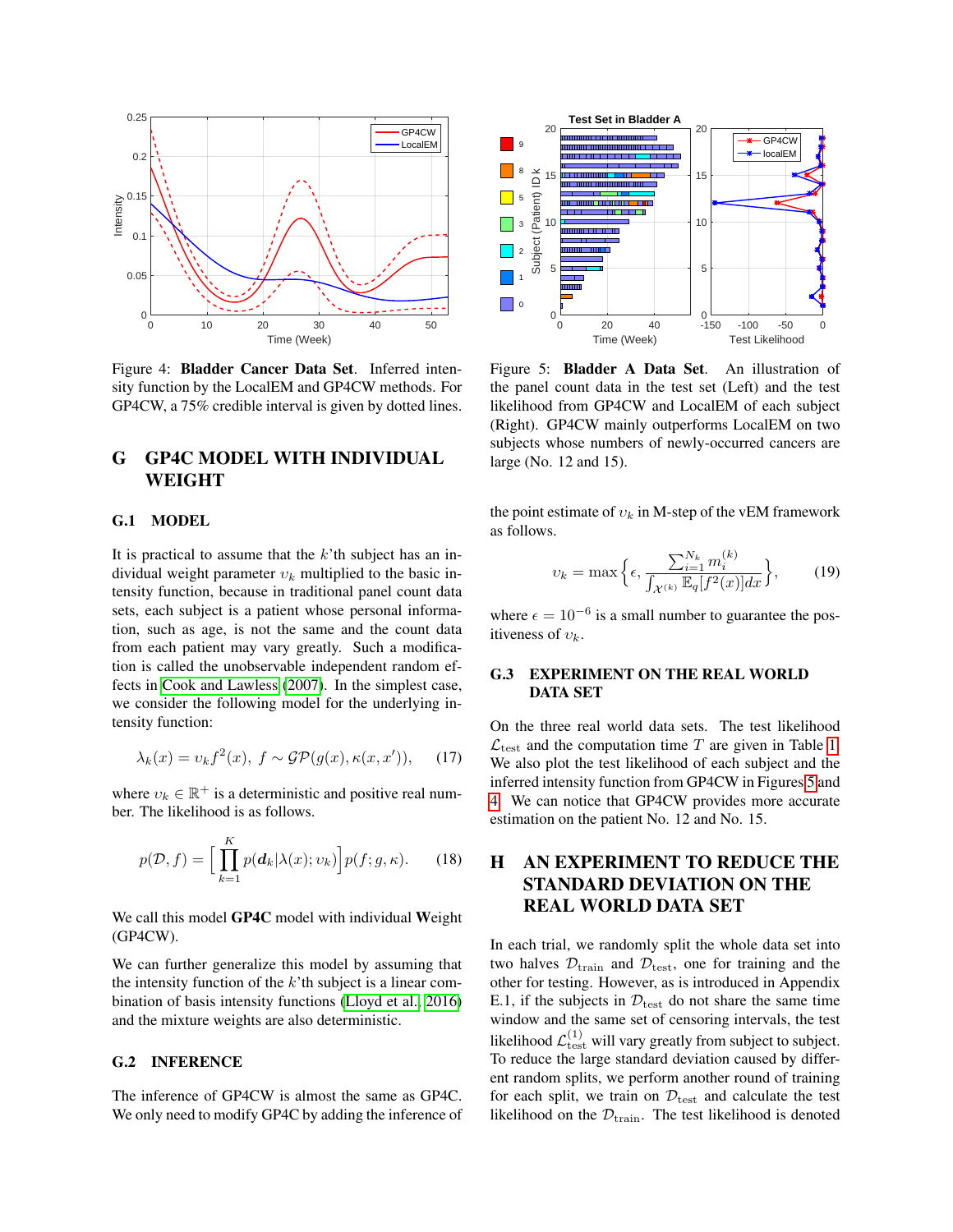Figure 4: **Bladder Cancer Data Set**. Inferred intensity function by the LocalEM and GP4CW methods. For GP4CW, a 75% credible interval is given by dotted lines.

Figure 5: **Bladder A Data Set**. An illustration of the panel count data in the test set (Left) and the test likelihood from GP4CW and LocalEM of each subject (Right). GP4CW mainly outperforms LocalEM on two subjects whose numbers of newly-occurred cancers are large (No. 12 and 15).

# G GP4C MODEL WITH INDIVIDUAL WEIGHT

## G.1 MODEL

It is practical to assume that the $k$'th subject has an individual weight parameter $\upsilon_k$ multiplied to the basic intensity function, because in traditional panel count data sets, each subject is a patient whose personal information, such as age, is not the same and the count data from each patient may vary greatly. Such a modification is called the unobservable independent random effects in Cook and Lawless (2007). In the simplest case, we consider the following model for the underlying intensity function:

$$\lambda_k(x) = \upsilon_k f^2(x),\ f \sim \mathcal{GP}(g(x), \kappa(x, x')), \quad (17)$$

where $\upsilon_k \in \mathbb{R}^+$ is a deterministic and positive real number. The likelihood is as follows.

$$p(\mathcal{D}, f) = \Big[\prod_{k=1}^{K} p(\boldsymbol{d}_k|\lambda(x); \upsilon_k)\Big] p(f; g, \kappa). \quad (18)$$

We call this model **GP4C** model with individual **W**eight (GP4CW).

We can further generalize this model by assuming that the intensity function of the $k$'th subject is a linear combination of basis intensity functions (Lloyd et al., 2016) and the mixture weights are also deterministic.

## G.2 INFERENCE

The inference of GP4CW is almost the same as GP4C. We only need to modify GP4C by adding the inference of the point estimate of $\upsilon_k$ in M-step of the vEM framework as follows.

$$\upsilon_k = \max\Big\{\epsilon, \frac{\sum_{i=1}^{N_k} m_i^{(k)}}{\int_{\mathcal{X}^{(k)}} \mathbb{E}_q[f^2(x)]dx}\Big\}, \quad (19)$$

where $\epsilon = 10^{-6}$ is a small number to guarantee the positiveness of $\upsilon_k$.

## G.3 EXPERIMENT ON THE REAL WORLD DATA SET

On the three real world data sets. The test likelihood $\mathcal{L}_{\text{test}}$ and the computation time $T$ are given in Table 1. We also plot the test likelihood of each subject and the inferred intensity function from GP4CW in Figures 5 and 4. We can notice that GP4CW provides more accurate estimation on the patient No. 12 and No. 15.

# H AN EXPERIMENT TO REDUCE THE STANDARD DEVIATION ON THE REAL WORLD DATA SET

In each trial, we randomly split the whole data set into two halves $\mathcal{D}_{\text{train}}$ and $\mathcal{D}_{\text{test}}$, one for training and the other for testing. However, as is introduced in Appendix E.1, if the subjects in $\mathcal{D}_{\text{test}}$ do not share the same time window and the same set of censoring intervals, the test likelihood $\mathcal{L}_{\text{test}}^{(1)}$ will vary greatly from subject to subject. To reduce the large standard deviation caused by different random splits, we perform another round of training for each split, we train on $\mathcal{D}_{\text{test}}$ and calculate the test likelihood on the $\mathcal{D}_{\text{train}}$. The test likelihood is denoted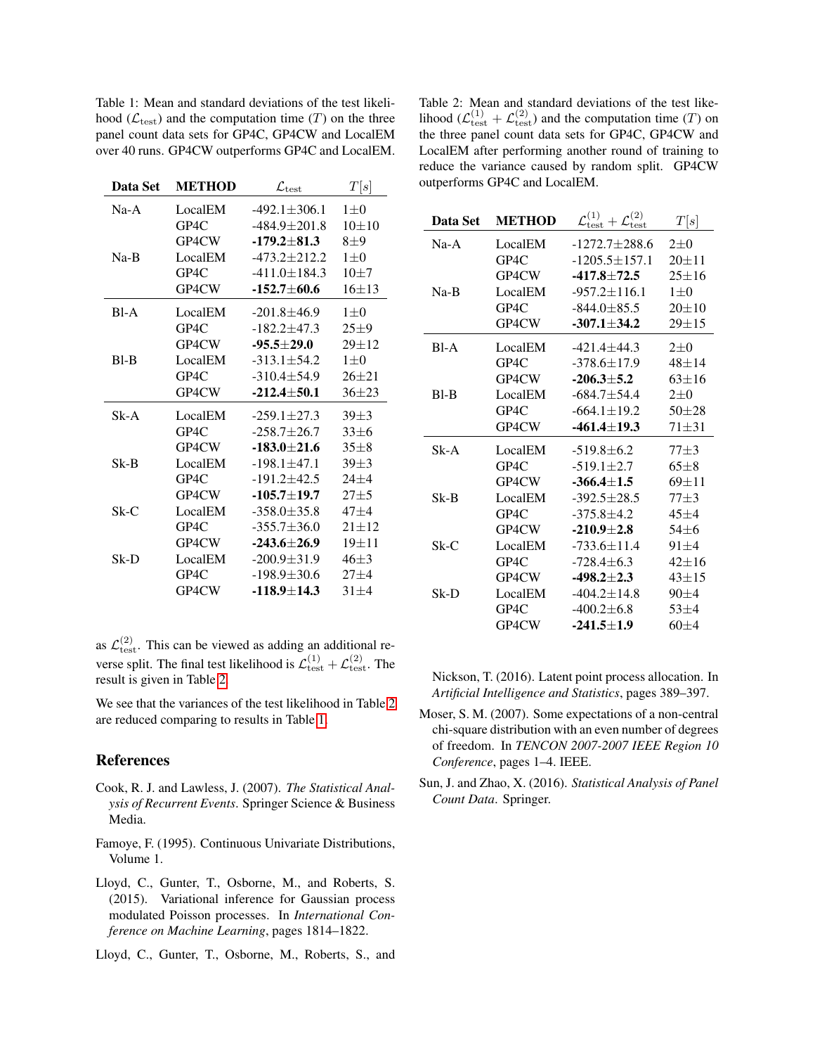Table 1: Mean and standard deviations of the test likelihood ($\mathcal{L}_{\text{test}}$) and the computation time ($T$) on the three panel count data sets for GP4C, GP4CW and LocalEM over 40 runs. GP4CW outperforms GP4C and LocalEM.

| Data Set | METHOD | $\mathcal{L}_{\text{test}}$ | $T[s]$ |
|---|---|---|---|
| Na-A | LocalEM | -492.1±306.1 | 1±0 |
| | GP4C | -484.9±201.8 | 10±10 |
| | GP4CW | **-179.2±81.3** | 8±9 |
| Na-B | LocalEM | -473.2±212.2 | 1±0 |
| | GP4C | -411.0±184.3 | 10±7 |
| | GP4CW | **-152.7±60.6** | 16±13 |
| Bl-A | LocalEM | -201.8±46.9 | 1±0 |
| | GP4C | -182.2±47.3 | 25±9 |
| | GP4CW | **-95.5±29.0** | 29±12 |
| Bl-B | LocalEM | -313.1±54.2 | 1±0 |
| | GP4C | -310.4±54.9 | 26±21 |
| | GP4CW | **-212.4±50.1** | 36±23 |
| Sk-A | LocalEM | -259.1±27.3 | 39±3 |
| | GP4C | -258.7±26.7 | 33±6 |
| | GP4CW | **-183.0±21.6** | 35±8 |
| Sk-B | LocalEM | -198.1±47.1 | 39±3 |
| | GP4C | -191.2±42.5 | 24±4 |
| | GP4CW | **-105.7±19.7** | 27±5 |
| Sk-C | LocalEM | -358.0±35.8 | 47±4 |
| | GP4C | -355.7±36.0 | 21±12 |
| | GP4CW | **-243.6±26.9** | 19±11 |
| Sk-D | LocalEM | -200.9±31.9 | 46±3 |
| | GP4C | -198.9±30.6 | 27±4 |
| | GP4CW | **-118.9±14.3** | 31±4 |

as $\mathcal{L}_{\text{test}}^{(2)}$. This can be viewed as adding an additional reverse split. The final test likelihood is $\mathcal{L}_{\text{test}}^{(1)} + \mathcal{L}_{\text{test}}^{(2)}$. The result is given in Table 2.

We see that the variances of the test likelihood in Table 2 are reduced comparing to results in Table 1.

Table 2: Mean and standard deviations of the test likelihood ($\mathcal{L}_{\text{test}}^{(1)} + \mathcal{L}_{\text{test}}^{(2)}$) and the computation time ($T$) on the three panel count data sets for GP4C, GP4CW and LocalEM after performing another round of training to reduce the variance caused by random split. GP4CW outperforms GP4C and LocalEM.

| Data Set | METHOD | $\mathcal{L}_{\text{test}}^{(1)} + \mathcal{L}_{\text{test}}^{(2)}$ | $T[s]$ |
|---|---|---|---|
| Na-A | LocalEM | -1272.7±288.6 | 2±0 |
| | GP4C | -1205.5±157.1 | 20±11 |
| | GP4CW | **-417.8±72.5** | 25±16 |
| Na-B | LocalEM | -957.2±116.1 | 1±0 |
| | GP4C | -844.0±85.5 | 20±10 |
| | GP4CW | **-307.1±34.2** | 29±15 |
| Bl-A | LocalEM | -421.4±44.3 | 2±0 |
| | GP4C | -378.6±17.9 | 48±14 |
| | GP4CW | **-206.3±5.2** | 63±16 |
| Bl-B | LocalEM | -684.7±54.4 | 2±0 |
| | GP4C | -664.1±19.2 | 50±28 |
| | GP4CW | **-461.4±19.3** | 71±31 |
| Sk-A | LocalEM | -519.8±6.2 | 77±3 |
| | GP4C | -519.1±2.7 | 65±8 |
| | GP4CW | **-366.4±1.5** | 69±11 |
| Sk-B | LocalEM | -392.5±28.5 | 77±3 |
| | GP4C | -375.8±4.2 | 45±4 |
| | GP4CW | **-210.9±2.8** | 54±6 |
| Sk-C | LocalEM | -733.6±11.4 | 91±4 |
| | GP4C | -728.4±6.3 | 42±16 |
| | GP4CW | **-498.2±2.3** | 43±15 |
| Sk-D | LocalEM | -404.2±14.8 | 90±4 |
| | GP4C | -400.2±6.8 | 53±4 |
| | GP4CW | **-241.5±1.9** | 60±4 |

## References

Cook, R. J. and Lawless, J. (2007). *The Statistical Analysis of Recurrent Events*. Springer Science & Business Media.

Famoye, F. (1995). Continuous Univariate Distributions, Volume 1.

Lloyd, C., Gunter, T., Osborne, M., and Roberts, S. (2015). Variational inference for Gaussian process modulated Poisson processes. In *International Conference on Machine Learning*, pages 1814–1822.

Lloyd, C., Gunter, T., Osborne, M., Roberts, S., and Nickson, T. (2016). Latent point process allocation. In *Artificial Intelligence and Statistics*, pages 389–397.

Moser, S. M. (2007). Some expectations of a non-central chi-square distribution with an even number of degrees of freedom. In *TENCON 2007-2007 IEEE Region 10 Conference*, pages 1–4. IEEE.

Sun, J. and Zhao, X. (2016). *Statistical Analysis of Panel Count Data*. Springer.